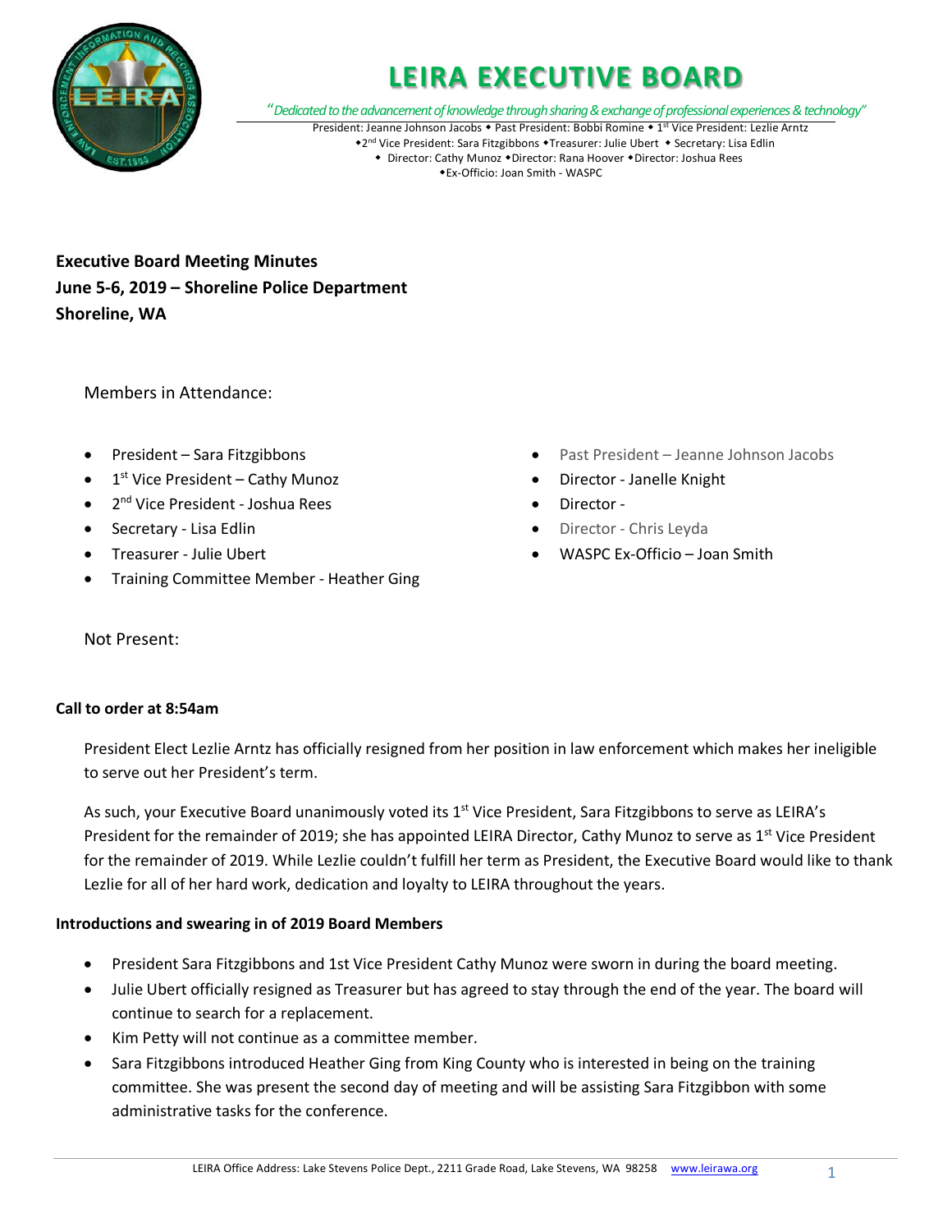# LEIRA EXECUTIVE BOARD

*"Dedicated to the advancement of knowledge through sharing & exchange of professional experiences & technology"*

President: Jeanne Johnson Jacobs ◆ Past President: Bobbi Romine ◆ 1st Vice President: Lezlie Arntz ◆ 2nd Vice President: Sara Fitzgibbons ◆ Treasurer: Julie Ubert ◆ Secretary: Lisa Edlin ◆ Director: Cathy Munoz ◆ Director: Rana Hoover ◆ Director: Joshua Rees ◆ Ex-Officio: Joan Smith - WASPC

**Executive Board Meeting Minutes**
**June 5-6, 2019 – Shoreline Police Department**
**Shoreline, WA**

Members in Attendance:

- President – Sara Fitzgibbons
- 1st Vice President – Cathy Munoz
- 2nd Vice President - Joshua Rees
- Secretary - Lisa Edlin
- Treasurer - Julie Ubert
- Training Committee Member - Heather Ging
- Past President – Jeanne Johnson Jacobs
- Director - Janelle Knight
- Director -
- Director - Chris Leyda
- WASPC Ex-Officio – Joan Smith

Not Present:

**Call to order at 8:54am**

President Elect Lezlie Arntz has officially resigned from her position in law enforcement which makes her ineligible to serve out her President's term.

As such, your Executive Board unanimously voted its 1st Vice President, Sara Fitzgibbons to serve as LEIRA's President for the remainder of 2019; she has appointed LEIRA Director, Cathy Munoz to serve as 1st Vice President for the remainder of 2019. While Lezlie couldn't fulfill her term as President, the Executive Board would like to thank Lezlie for all of her hard work, dedication and loyalty to LEIRA throughout the years.

**Introductions and swearing in of 2019 Board Members**

- President Sara Fitzgibbons and 1st Vice President Cathy Munoz were sworn in during the board meeting.
- Julie Ubert officially resigned as Treasurer but has agreed to stay through the end of the year. The board will continue to search for a replacement.
- Kim Petty will not continue as a committee member.
- Sara Fitzgibbons introduced Heather Ging from King County who is interested in being on the training committee. She was present the second day of meeting and will be assisting Sara Fitzgibbon with some administrative tasks for the conference.

LEIRA Office Address: Lake Stevens Police Dept., 2211 Grade Road, Lake Stevens, WA 98258 www.leirawa.org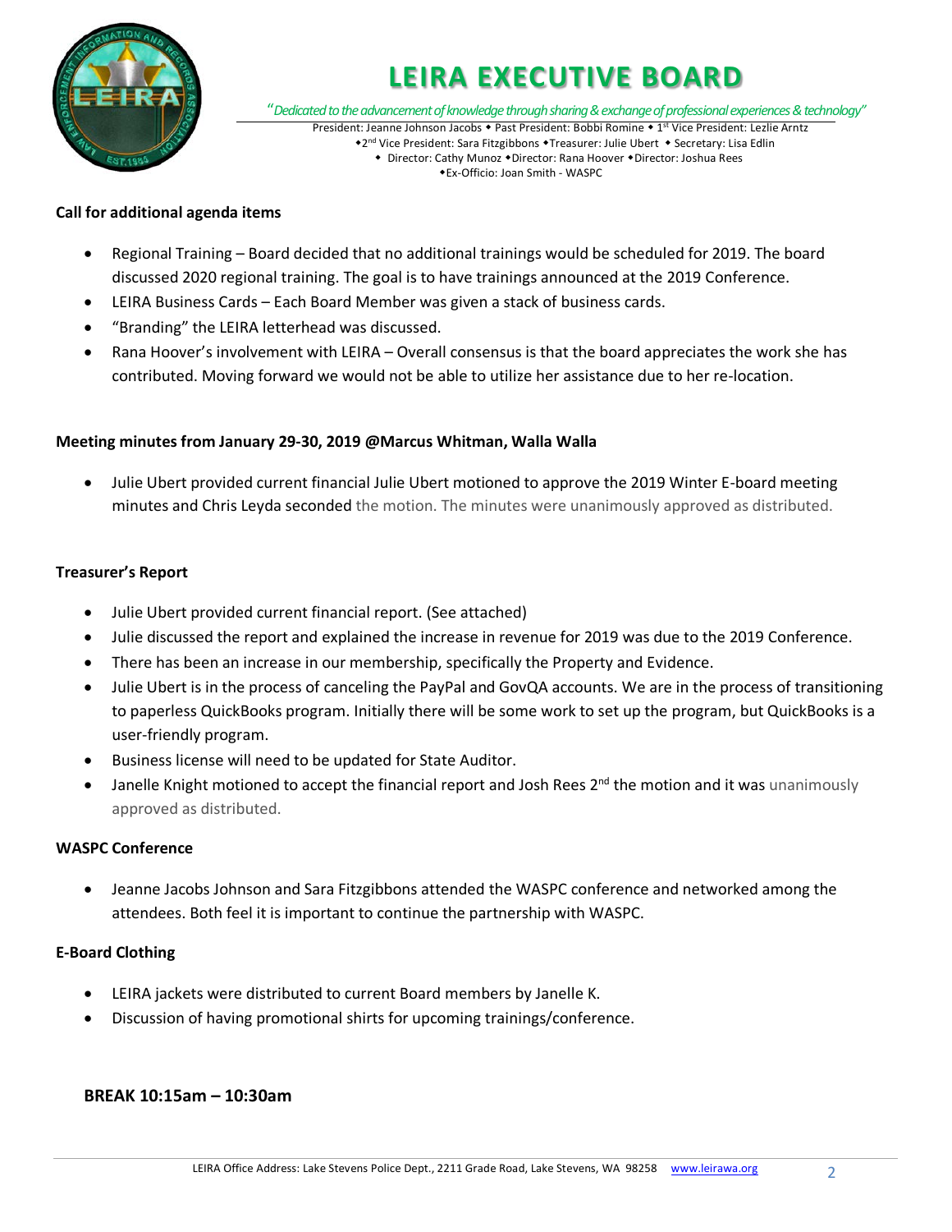# LEIRA EXECUTIVE BOARD

*"Dedicated to the advancement of knowledge through sharing & exchange of professional experiences & technology"*

President: Jeanne Johnson Jacobs ◆ Past President: Bobbi Romine ◆ 1st Vice President: Lezlie Arntz
◆2nd Vice President: Sara Fitzgibbons ◆Treasurer: Julie Ubert ◆ Secretary: Lisa Edlin
◆ Director: Cathy Munoz ◆Director: Rana Hoover ◆Director: Joshua Rees
◆Ex-Officio: Joan Smith - WASPC

**Call for additional agenda items**

- Regional Training – Board decided that no additional trainings would be scheduled for 2019. The board discussed 2020 regional training. The goal is to have trainings announced at the 2019 Conference.
- LEIRA Business Cards – Each Board Member was given a stack of business cards.
- "Branding" the LEIRA letterhead was discussed.
- Rana Hoover's involvement with LEIRA – Overall consensus is that the board appreciates the work she has contributed. Moving forward we would not be able to utilize her assistance due to her re-location.

**Meeting minutes from January 29-30, 2019 @Marcus Whitman, Walla Walla**

- Julie Ubert provided current financial Julie Ubert motioned to approve the 2019 Winter E-board meeting minutes and Chris Leyda seconded the motion. The minutes were unanimously approved as distributed.

**Treasurer's Report**

- Julie Ubert provided current financial report. (See attached)
- Julie discussed the report and explained the increase in revenue for 2019 was due to the 2019 Conference.
- There has been an increase in our membership, specifically the Property and Evidence.
- Julie Ubert is in the process of canceling the PayPal and GovQA accounts. We are in the process of transitioning to paperless QuickBooks program. Initially there will be some work to set up the program, but QuickBooks is a user-friendly program.
- Business license will need to be updated for State Auditor.
- Janelle Knight motioned to accept the financial report and Josh Rees 2nd the motion and it was unanimously approved as distributed.

**WASPC Conference**

- Jeanne Jacobs Johnson and Sara Fitzgibbons attended the WASPC conference and networked among the attendees. Both feel it is important to continue the partnership with WASPC.

**E-Board Clothing**

- LEIRA jackets were distributed to current Board members by Janelle K.
- Discussion of having promotional shirts for upcoming trainings/conference.

**BREAK 10:15am – 10:30am**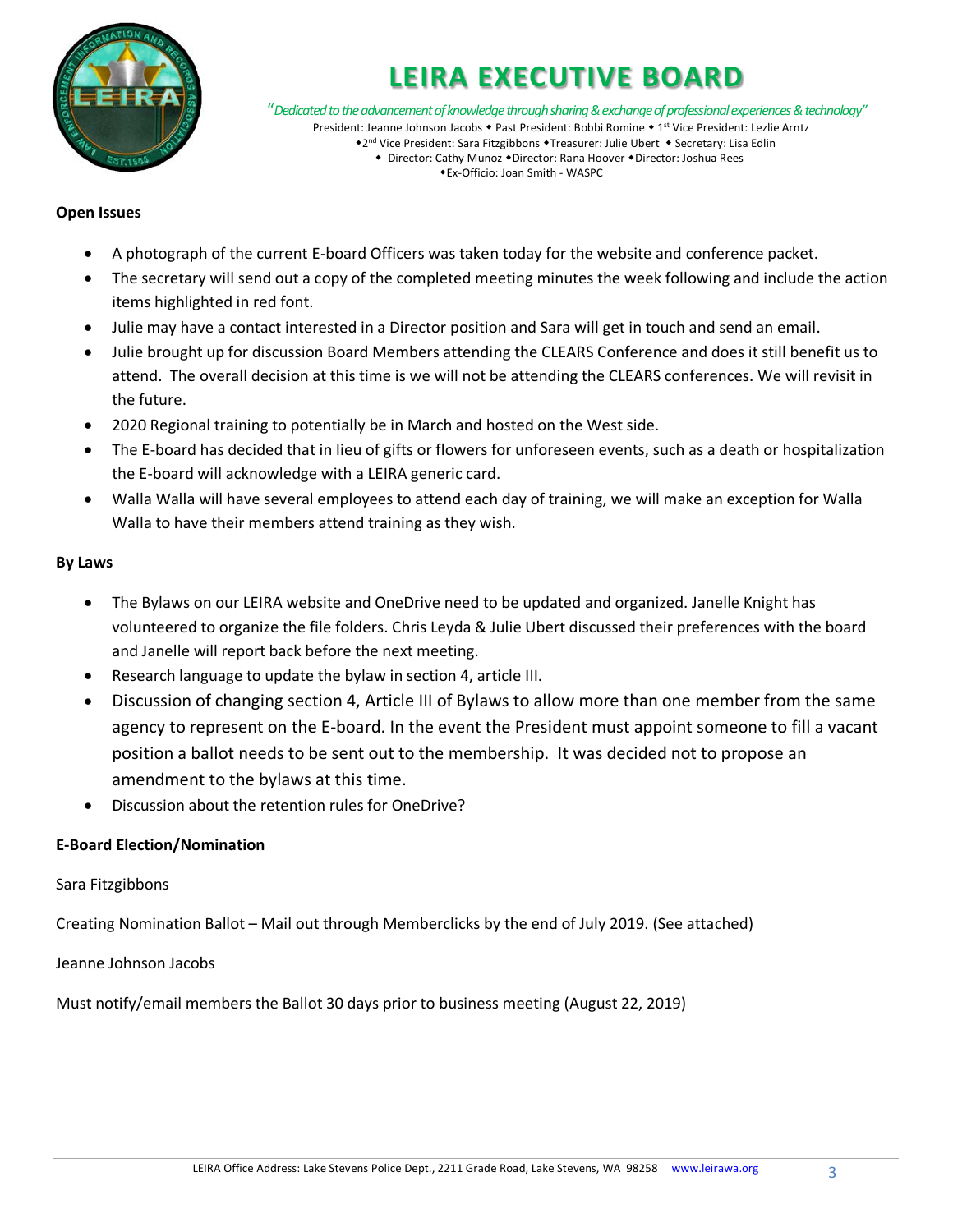# LEIRA EXECUTIVE BOARD

*"Dedicated to the advancement of knowledge through sharing & exchange of professional experiences & technology"*

President: Jeanne Johnson Jacobs ◆ Past President: Bobbi Romine ◆ 1st Vice President: Lezlie Arntz
◆2nd Vice President: Sara Fitzgibbons ◆Treasurer: Julie Ubert ◆ Secretary: Lisa Edlin
◆ Director: Cathy Munoz ◆Director: Rana Hoover ◆Director: Joshua Rees
◆Ex-Officio: Joan Smith - WASPC

**Open Issues**

- A photograph of the current E-board Officers was taken today for the website and conference packet.
- The secretary will send out a copy of the completed meeting minutes the week following and include the action items highlighted in red font.
- Julie may have a contact interested in a Director position and Sara will get in touch and send an email.
- Julie brought up for discussion Board Members attending the CLEARS Conference and does it still benefit us to attend. The overall decision at this time is we will not be attending the CLEARS conferences. We will revisit in the future.
- 2020 Regional training to potentially be in March and hosted on the West side.
- The E-board has decided that in lieu of gifts or flowers for unforeseen events, such as a death or hospitalization the E-board will acknowledge with a LEIRA generic card.
- Walla Walla will have several employees to attend each day of training, we will make an exception for Walla Walla to have their members attend training as they wish.

**By Laws**

- The Bylaws on our LEIRA website and OneDrive need to be updated and organized. Janelle Knight has volunteered to organize the file folders. Chris Leyda & Julie Ubert discussed their preferences with the board and Janelle will report back before the next meeting.
- Research language to update the bylaw in section 4, article III.
- Discussion of changing section 4, Article III of Bylaws to allow more than one member from the same agency to represent on the E-board. In the event the President must appoint someone to fill a vacant position a ballot needs to be sent out to the membership. It was decided not to propose an amendment to the bylaws at this time.
- Discussion about the retention rules for OneDrive?

**E-Board Election/Nomination**

Sara Fitzgibbons

Creating Nomination Ballot – Mail out through Memberclicks by the end of July 2019. (See attached)

Jeanne Johnson Jacobs

Must notify/email members the Ballot 30 days prior to business meeting (August 22, 2019)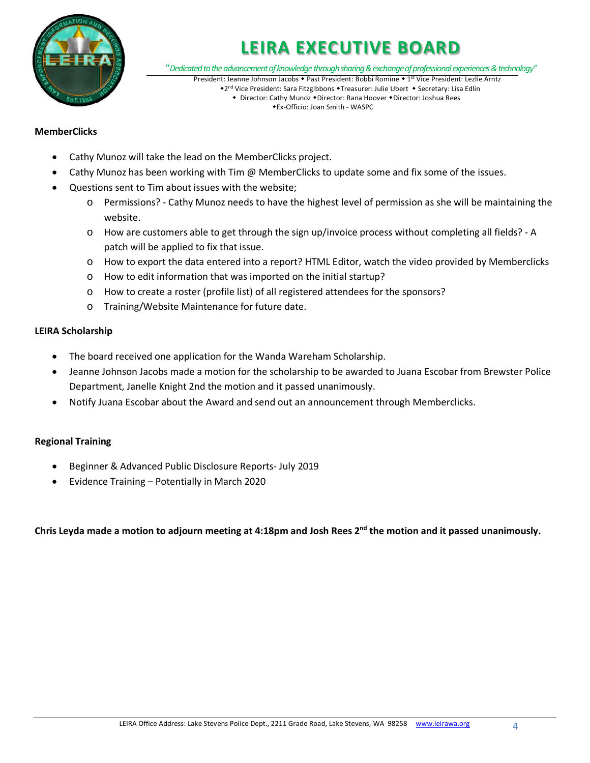# LEIRA EXECUTIVE BOARD

*"Dedicated to the advancement of knowledge through sharing & exchange of professional experiences & technology"*

President: Jeanne Johnson Jacobs ◆ Past President: Bobbi Romine ◆ 1st Vice President: Lezlie Arntz
◆2nd Vice President: Sara Fitzgibbons ◆Treasurer: Julie Ubert ◆ Secretary: Lisa Edlin
◆ Director: Cathy Munoz ◆Director: Rana Hoover ◆Director: Joshua Rees
◆Ex-Officio: Joan Smith - WASPC

**MemberClicks**

- Cathy Munoz will take the lead on the MemberClicks project.
- Cathy Munoz has been working with Tim @ MemberClicks to update some and fix some of the issues.
- Questions sent to Tim about issues with the website;
  - Permissions? - Cathy Munoz needs to have the highest level of permission as she will be maintaining the website.
  - How are customers able to get through the sign up/invoice process without completing all fields? - A patch will be applied to fix that issue.
  - How to export the data entered into a report? HTML Editor, watch the video provided by Memberclicks
  - How to edit information that was imported on the initial startup?
  - How to create a roster (profile list) of all registered attendees for the sponsors?
  - Training/Website Maintenance for future date.

**LEIRA Scholarship**

- The board received one application for the Wanda Wareham Scholarship.
- Jeanne Johnson Jacobs made a motion for the scholarship to be awarded to Juana Escobar from Brewster Police Department, Janelle Knight 2nd the motion and it passed unanimously.
- Notify Juana Escobar about the Award and send out an announcement through Memberclicks.

**Regional Training**

- Beginner & Advanced Public Disclosure Reports- July 2019
- Evidence Training – Potentially in March 2020

**Chris Leyda made a motion to adjourn meeting at 4:18pm and Josh Rees 2nd the motion and it passed unanimously.**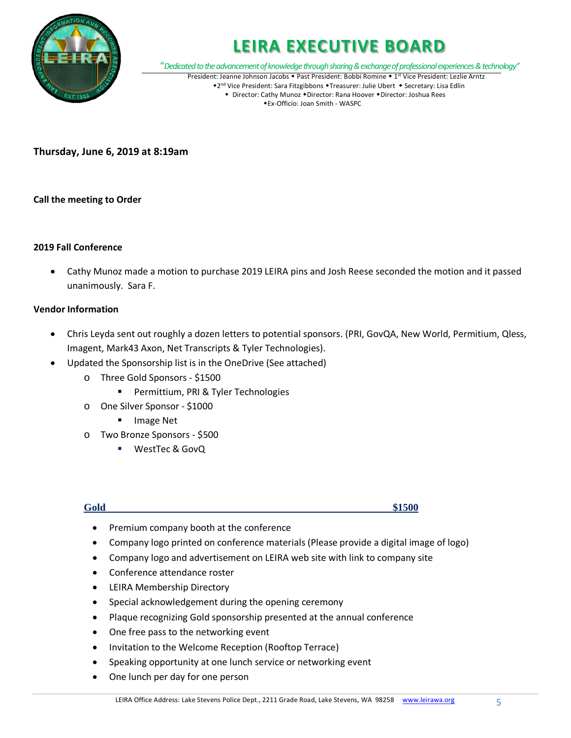# LEIRA EXECUTIVE BOARD

*"Dedicated to the advancement of knowledge through sharing & exchange of professional experiences & technology"*

President: Jeanne Johnson Jacobs ◆ Past President: Bobbi Romine ◆ 1st Vice President: Lezlie Arntz
◆2nd Vice President: Sara Fitzgibbons ◆Treasurer: Julie Ubert ◆ Secretary: Lisa Edlin
◆ Director: Cathy Munoz ◆Director: Rana Hoover ◆Director: Joshua Rees
◆Ex-Officio: Joan Smith - WASPC

**Thursday, June 6, 2019 at 8:19am**

**Call the meeting to Order**

**2019 Fall Conference**

- Cathy Munoz made a motion to purchase 2019 LEIRA pins and Josh Reese seconded the motion and it passed unanimously. Sara F.

**Vendor Information**

- Chris Leyda sent out roughly a dozen letters to potential sponsors. (PRI, GovQA, New World, Permitium, Qless, Imagent, Mark43 Axon, Net Transcripts & Tyler Technologies).
- Updated the Sponsorship list is in the OneDrive (See attached)
  - Three Gold Sponsors - $1500
    - Permittium, PRI & Tyler Technologies
  - One Silver Sponsor - $1000
    - Image Net
  - Two Bronze Sponsors - $500
    - WestTec & GovQ

**Gold** **$1500**

- Premium company booth at the conference
- Company logo printed on conference materials (Please provide a digital image of logo)
- Company logo and advertisement on LEIRA web site with link to company site
- Conference attendance roster
- LEIRA Membership Directory
- Special acknowledgement during the opening ceremony
- Plaque recognizing Gold sponsorship presented at the annual conference
- One free pass to the networking event
- Invitation to the Welcome Reception (Rooftop Terrace)
- Speaking opportunity at one lunch service or networking event
- One lunch per day for one person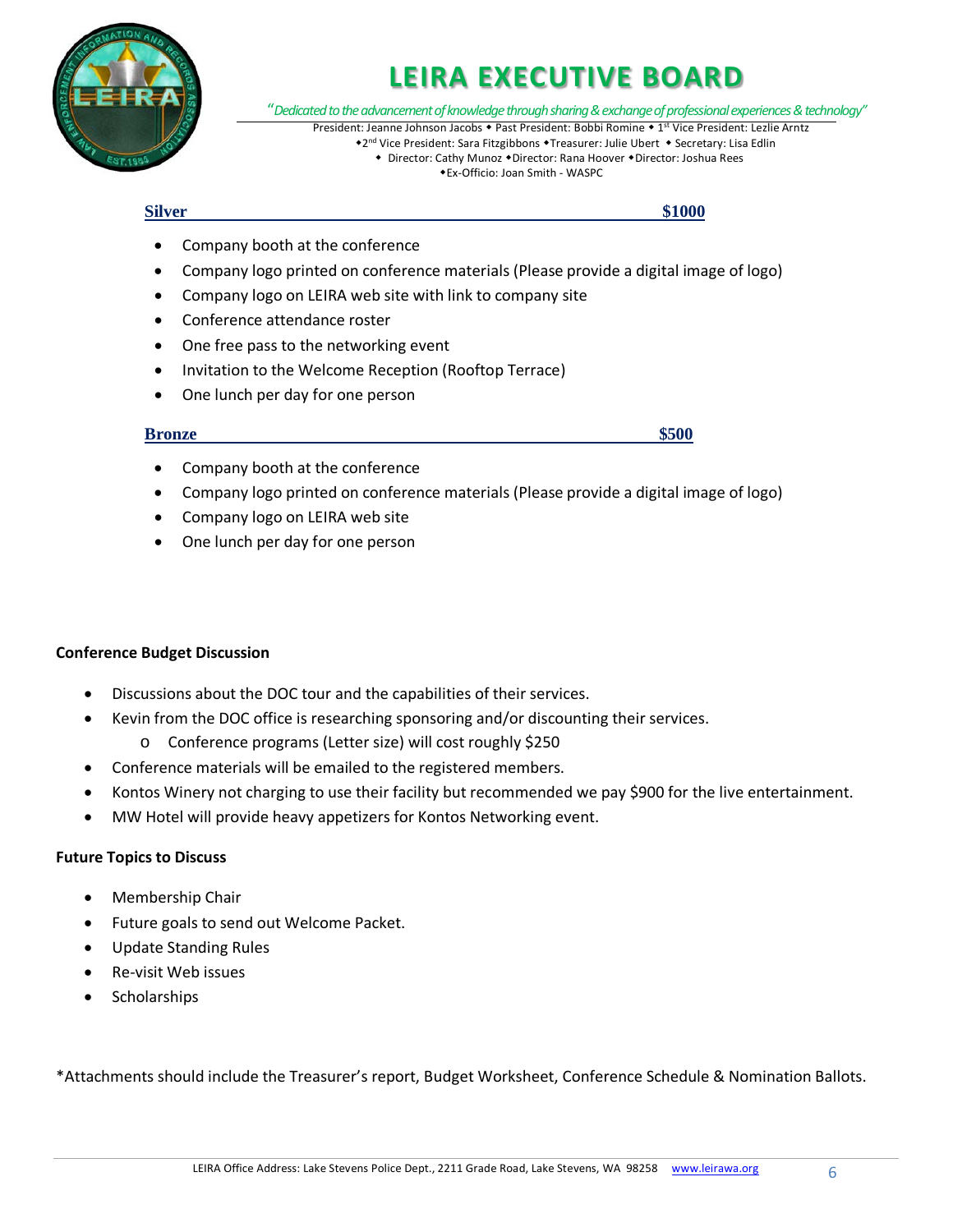# LEIRA EXECUTIVE BOARD

*"Dedicated to the advancement of knowledge through sharing & exchange of professional experiences & technology"*

President: Jeanne Johnson Jacobs ◆ Past President: Bobbi Romine ◆ 1st Vice President: Lezlie Arntz
◆2nd Vice President: Sara Fitzgibbons ◆Treasurer: Julie Ubert ◆ Secretary: Lisa Edlin
◆ Director: Cathy Munoz ◆Director: Rana Hoover ◆Director: Joshua Rees
◆Ex-Officio: Joan Smith - WASPC

**Silver** **$1000**

- Company booth at the conference
- Company logo printed on conference materials (Please provide a digital image of logo)
- Company logo on LEIRA web site with link to company site
- Conference attendance roster
- One free pass to the networking event
- Invitation to the Welcome Reception (Rooftop Terrace)
- One lunch per day for one person

**Bronze** **$500**

- Company booth at the conference
- Company logo printed on conference materials (Please provide a digital image of logo)
- Company logo on LEIRA web site
- One lunch per day for one person

**Conference Budget Discussion**

- Discussions about the DOC tour and the capabilities of their services.
- Kevin from the DOC office is researching sponsoring and/or discounting their services.
  - Conference programs (Letter size) will cost roughly $250
- Conference materials will be emailed to the registered members.
- Kontos Winery not charging to use their facility but recommended we pay $900 for the live entertainment.
- MW Hotel will provide heavy appetizers for Kontos Networking event.

**Future Topics to Discuss**

- Membership Chair
- Future goals to send out Welcome Packet.
- Update Standing Rules
- Re-visit Web issues
- Scholarships

*Attachments should include the Treasurer's report, Budget Worksheet, Conference Schedule & Nomination Ballots.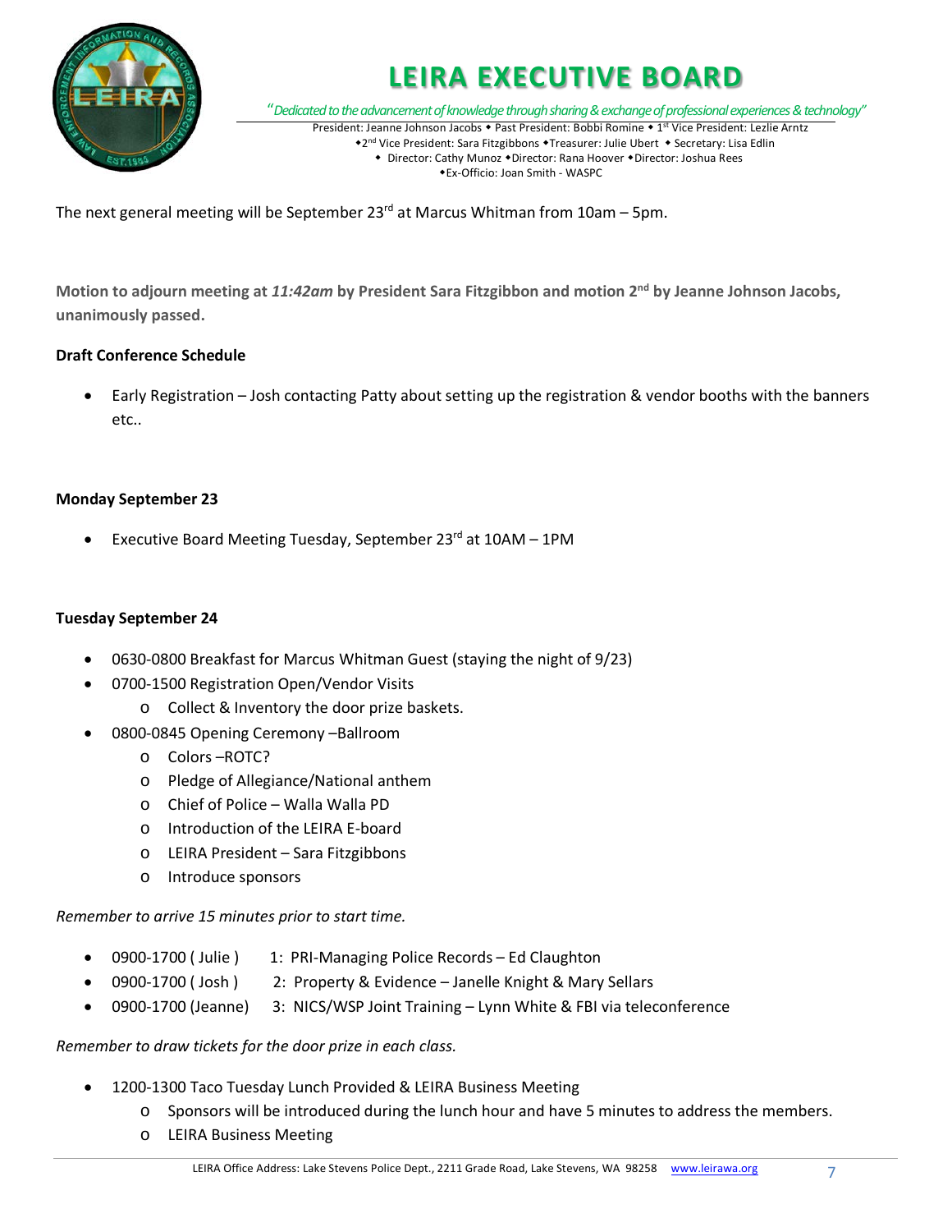# LEIRA EXECUTIVE BOARD

*"Dedicated to the advancement of knowledge through sharing & exchange of professional experiences & technology"*

President: Jeanne Johnson Jacobs ◆ Past President: Bobbi Romine ◆ 1st Vice President: Lezlie Arntz ◆2nd Vice President: Sara Fitzgibbons ◆Treasurer: Julie Ubert ◆ Secretary: Lisa Edlin ◆ Director: Cathy Munoz ◆Director: Rana Hoover ◆Director: Joshua Rees ◆Ex-Officio: Joan Smith - WASPC

The next general meeting will be September 23rd at Marcus Whitman from 10am – 5pm.

**Motion to adjourn meeting at *11:42am* by President Sara Fitzgibbon and motion 2nd by Jeanne Johnson Jacobs, unanimously passed.**

**Draft Conference Schedule**

- Early Registration – Josh contacting Patty about setting up the registration & vendor booths with the banners etc..

**Monday September 23**

- Executive Board Meeting Tuesday, September 23rd at 10AM – 1PM

**Tuesday September 24**

- 0630-0800 Breakfast for Marcus Whitman Guest (staying the night of 9/23)
- 0700-1500 Registration Open/Vendor Visits
  - Collect & Inventory the door prize baskets.
- 0800-0845 Opening Ceremony –Ballroom
  - Colors –ROTC?
  - Pledge of Allegiance/National anthem
  - Chief of Police – Walla Walla PD
  - Introduction of the LEIRA E-board
  - LEIRA President – Sara Fitzgibbons
  - Introduce sponsors

*Remember to arrive 15 minutes prior to start time.*

- 0900-1700 ( Julie ) 1: PRI-Managing Police Records – Ed Claughton
- 0900-1700 ( Josh ) 2: Property & Evidence – Janelle Knight & Mary Sellars
- 0900-1700 (Jeanne) 3: NICS/WSP Joint Training – Lynn White & FBI via teleconference

*Remember to draw tickets for the door prize in each class.*

- 1200-1300 Taco Tuesday Lunch Provided & LEIRA Business Meeting
  - Sponsors will be introduced during the lunch hour and have 5 minutes to address the members.
  - LEIRA Business Meeting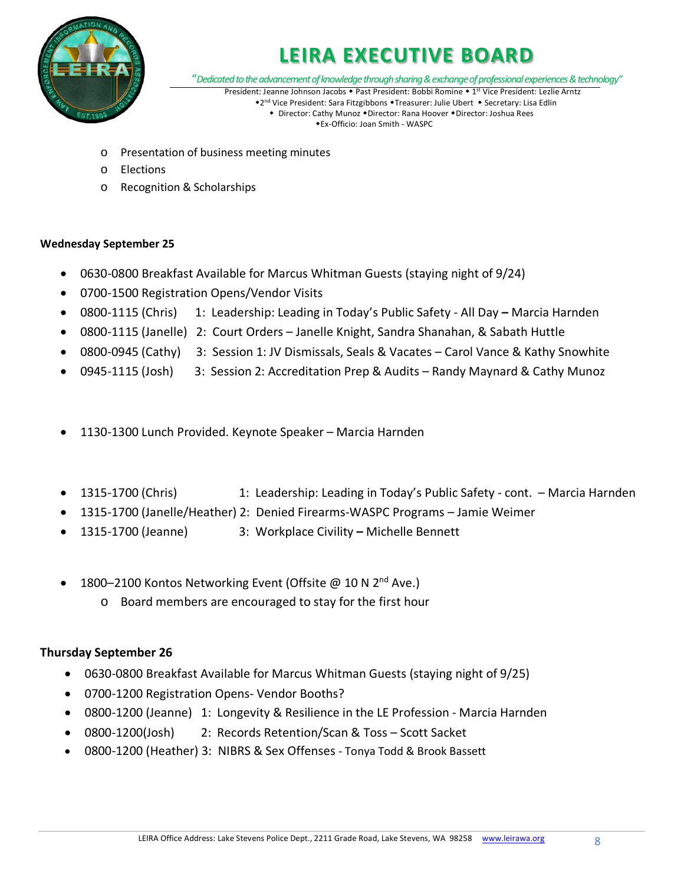- Presentation of business meeting minutes
- Elections
- Recognition & Scholarships

**Wednesday September 25**

- 0630-0800 Breakfast Available for Marcus Whitman Guests (staying night of 9/24)
- 0700-1500 Registration Opens/Vendor Visits
- 0800-1115 (Chris) 1: Leadership: Leading in Today's Public Safety - All Day **–** Marcia Harnden
- 0800-1115 (Janelle) 2: Court Orders – Janelle Knight, Sandra Shanahan, & Sabath Huttle
- 0800-0945 (Cathy) 3: Session 1: JV Dismissals, Seals & Vacates – Carol Vance & Kathy Snowhite
- 0945-1115 (Josh) 3: Session 2: Accreditation Prep & Audits – Randy Maynard & Cathy Munoz

- 1130-1300 Lunch Provided. Keynote Speaker – Marcia Harnden

- 1315-1700 (Chris) 1: Leadership: Leading in Today's Public Safety - cont. – Marcia Harnden
- 1315-1700 (Janelle/Heather) 2: Denied Firearms-WASPC Programs – Jamie Weimer
- 1315-1700 (Jeanne) 3: Workplace Civility **–** Michelle Bennett

- 1800–2100 Kontos Networking Event (Offsite @ 10 N 2nd Ave.)
  - Board members are encouraged to stay for the first hour

**Thursday September 26**

- 0630-0800 Breakfast Available for Marcus Whitman Guests (staying night of 9/25)
- 0700-1200 Registration Opens- Vendor Booths?
- 0800-1200 (Jeanne) 1: Longevity & Resilience in the LE Profession - Marcia Harnden
- 0800-1200(Josh) 2: Records Retention/Scan & Toss – Scott Sacket
- 0800-1200 (Heather) 3: NIBRS & Sex Offenses - Tonya Todd & Brook Bassett